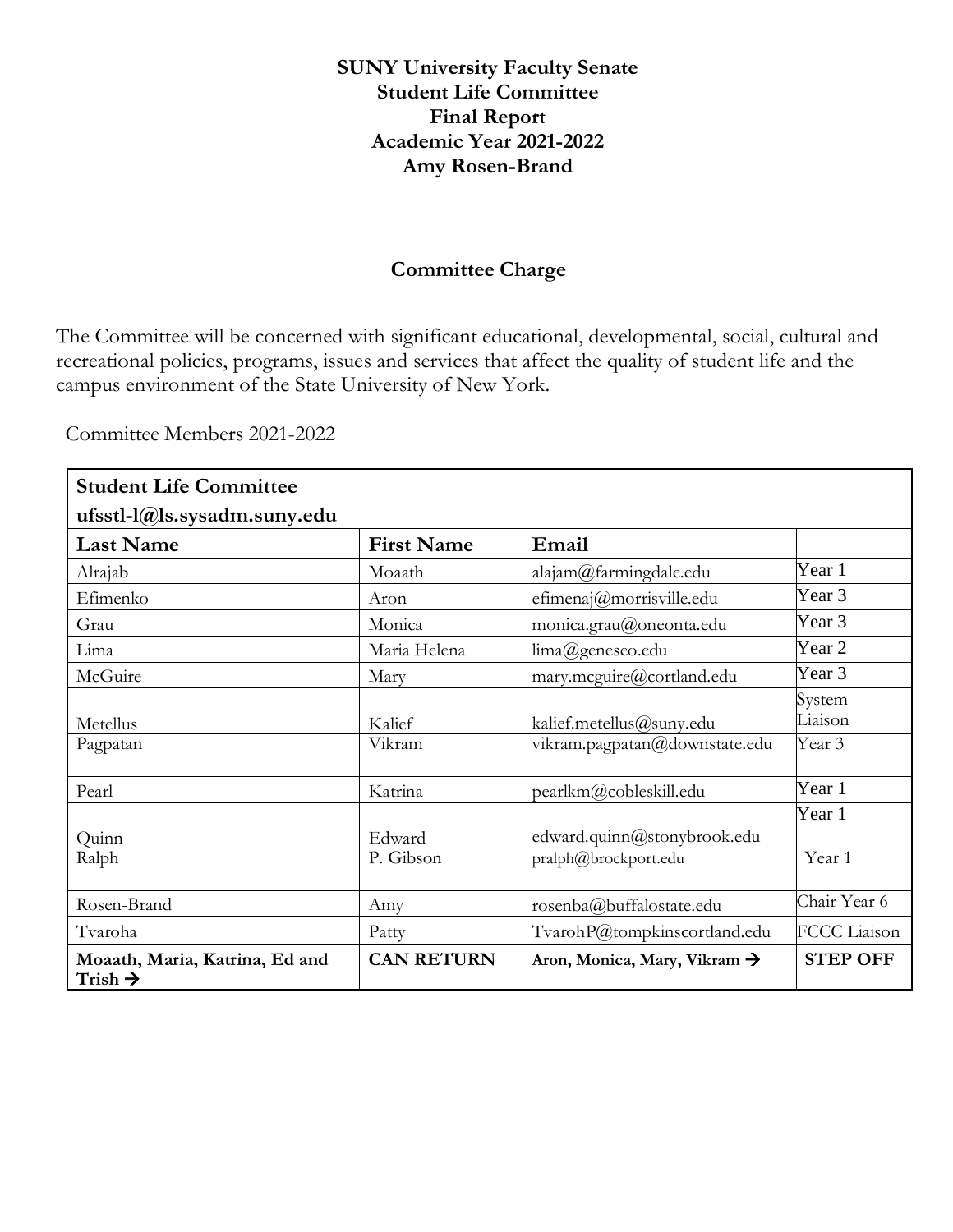# SUNY University Faculty Senate
# Student Life Committee
# Final Report
# Academic Year 2021-2022
# Amy Rosen-Brand

## Committee Charge

The Committee will be concerned with significant educational, developmental, social, cultural and recreational policies, programs, issues and services that affect the quality of student life and the campus environment of the State University of New York.

Committee Members 2021-2022

| **Student Life Committee ufsstl-l@ls.sysadm.suny.edu** | | | |
|---|---|---|---|
| **Last Name** | **First Name** | **Email** | |
| Alrajab | Moaath | alajam@farmingdale.edu | Year 1 |
| Efimenko | Aron | efimenaj@morrisville.edu | Year 3 |
| Grau | Monica | monica.grau@oneonta.edu | Year 3 |
| Lima | Maria Helena | lima@geneseo.edu | Year 2 |
| McGuire | Mary | mary.mcguire@cortland.edu | Year 3 |
| Metellus | Kalief | kalief.metellus@suny.edu | System Liaison |
| Pagpatan | Vikram | vikram.pagpatan@downstate.edu | Year 3 |
| Pearl | Katrina | pearlkm@cobleskill.edu | Year 1 |
| Quinn | Edward | edward.quinn@stonybrook.edu | Year 1 |
| Ralph | P. Gibson | pralph@brockport.edu | Year 1 |
| Rosen-Brand | Amy | rosenba@buffalostate.edu | Chair Year 6 |
| Tvaroha | Patty | TvarohP@tompkinscortland.edu | FCCC Liaison |
| **Moaath, Maria, Katrina, Ed and Trish →** | **CAN RETURN** | **Aron, Monica, Mary, Vikram →** | **STEP OFF** |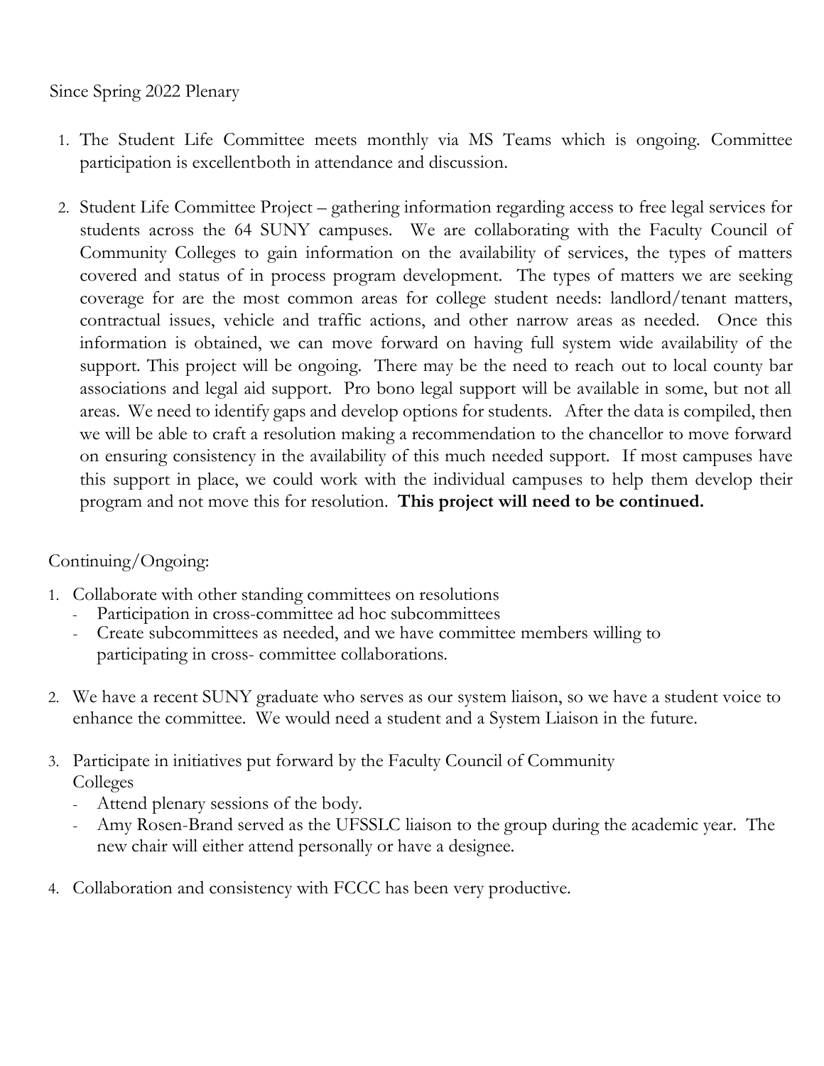Since Spring 2022 Plenary

1. The Student Life Committee meets monthly via MS Teams which is ongoing. Committee participation is excellentboth in attendance and discussion.

2. Student Life Committee Project – gathering information regarding access to free legal services for students across the 64 SUNY campuses. We are collaborating with the Faculty Council of Community Colleges to gain information on the availability of services, the types of matters covered and status of in process program development. The types of matters we are seeking coverage for are the most common areas for college student needs: landlord/tenant matters, contractual issues, vehicle and traffic actions, and other narrow areas as needed. Once this information is obtained, we can move forward on having full system wide availability of the support. This project will be ongoing. There may be the need to reach out to local county bar associations and legal aid support. Pro bono legal support will be available in some, but not all areas. We need to identify gaps and develop options for students. After the data is compiled, then we will be able to craft a resolution making a recommendation to the chancellor to move forward on ensuring consistency in the availability of this much needed support. If most campuses have this support in place, we could work with the individual campuses to help them develop their program and not move this for resolution. **This project will need to be continued.**

Continuing/Ongoing:

1. Collaborate with other standing committees on resolutions
   - Participation in cross-committee ad hoc subcommittees
   - Create subcommittees as needed, and we have committee members willing to participating in cross- committee collaborations.

2. We have a recent SUNY graduate who serves as our system liaison, so we have a student voice to enhance the committee. We would need a student and a System Liaison in the future.

3. Participate in initiatives put forward by the Faculty Council of Community Colleges
   - Attend plenary sessions of the body.
   - Amy Rosen-Brand served as the UFSSLC liaison to the group during the academic year. The new chair will either attend personally or have a designee.

4. Collaboration and consistency with FCCC has been very productive.